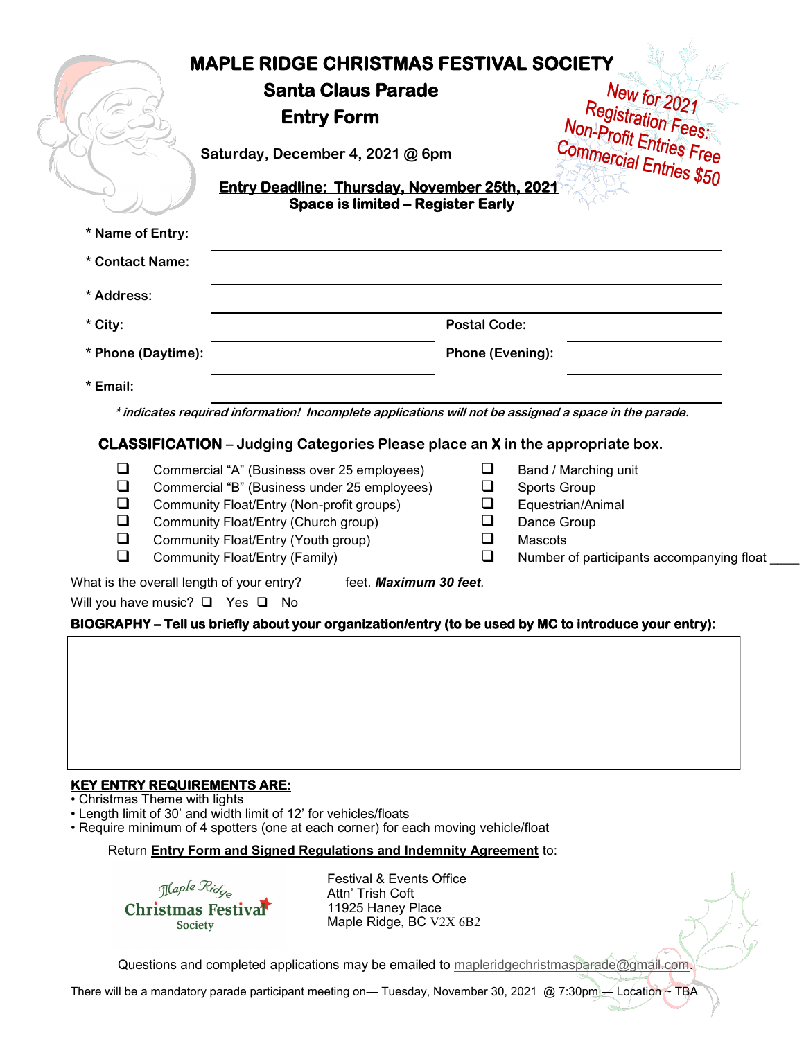# MAPLE RIDGE CHRISTMAS FESTIVAL SOCIETY

## Santa Claus Parade

## Entry Form

**Saturday, December 4, 2021 @ 6pm**

New for 2021
Registration Fees:
Non-Profit Entries Free
Commercial Entries $50

**Entry Deadline: Thursday, November 25th, 2021**
**Space is limited – Register Early**

**\* Name of Entry:** ______________________________

**\* Contact Name:** ______________________________

**\* Address:** ______________________________

**\* City:** ____________________ **Postal Code:** ____________________

**\* Phone (Daytime):** ____________________ **Phone (Evening):** ____________________

**\* Email:** ______________________________

***\* indicates required information! Incomplete applications will not be assigned a space in the parade.***

**CLASSIFICATION – Judging Categories Please place an X in the appropriate box.**

- ❑ Commercial “A” (Business over 25 employees)
- ❑ Commercial “B” (Business under 25 employees)
- ❑ Community Float/Entry (Non-profit groups)
- ❑ Community Float/Entry (Church group)
- ❑ Community Float/Entry (Youth group)
- ❑ Community Float/Entry (Family)
- ❑ Band / Marching unit
- ❑ Sports Group
- ❑ Equestrian/Animal
- ❑ Dance Group
- ❑ Mascots
- ❑ Number of participants accompanying float ____

What is the overall length of your entry? _____ feet. ***Maximum 30 feet***.

Will you have music? ❑ Yes ❑ No

**BIOGRAPHY – Tell us briefly about your organization/entry (to be used by MC to introduce your entry):**

**KEY ENTRY REQUIREMENTS ARE:**

- Christmas Theme with lights
- Length limit of 30’ and width limit of 12’ for vehicles/floats
- Require minimum of 4 spotters (one at each corner) for each moving vehicle/float

Return **Entry Form and Signed Regulations and Indemnity Agreement** to:

Maple Ridge Christmas Festival Society

Festival & Events Office
Attn’ Trish Coft
11925 Haney Place
Maple Ridge, BC V2X 6B2

Questions and completed applications may be emailed to mapleridgechristmasparade@gmail.com.

There will be a mandatory parade participant meeting on— Tuesday, November 30, 2021 @ 7:30pm — Location ~ TBA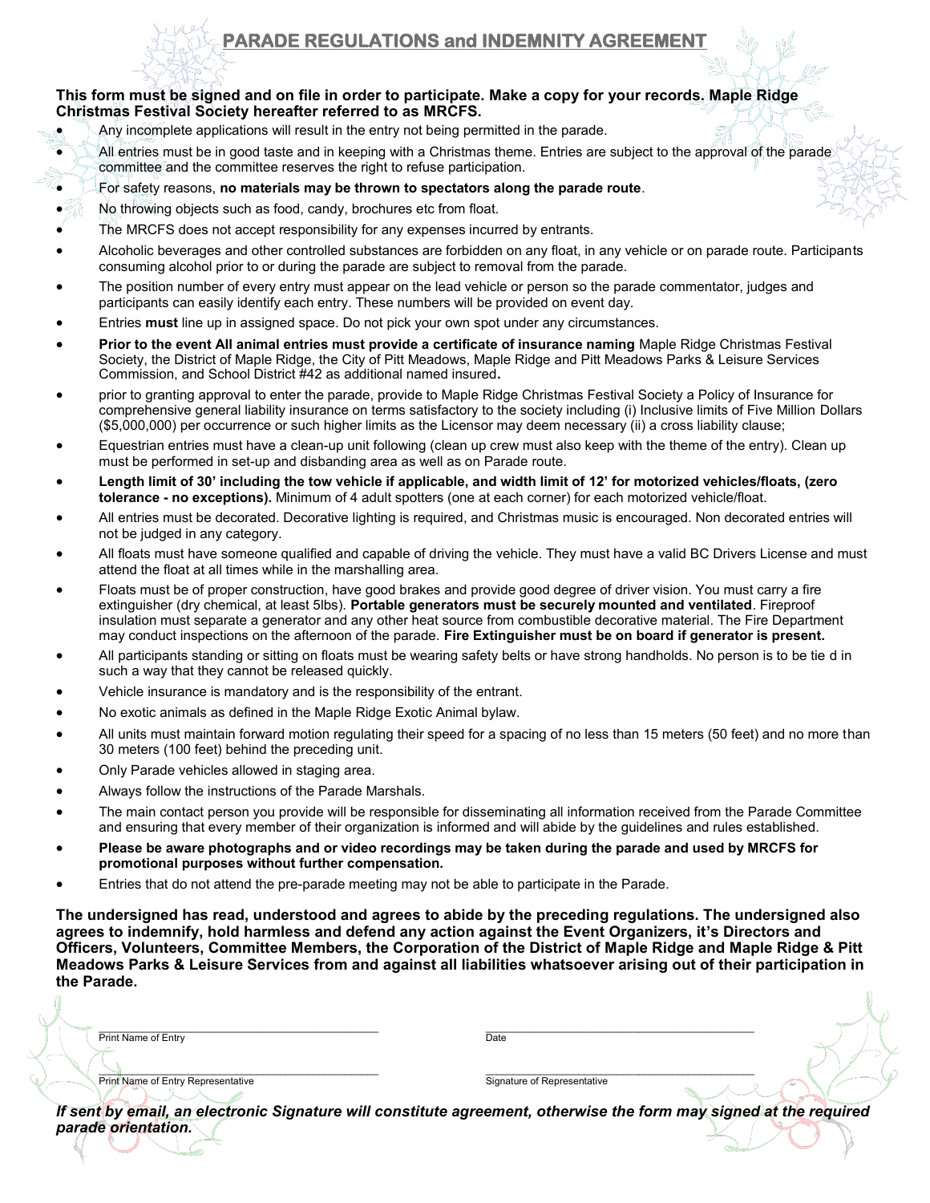# PARADE REGULATIONS and INDEMNITY AGREEMENT

**This form must be signed and on file in order to participate. Make a copy for your records. Maple Ridge Christmas Festival Society hereafter referred to as MRCFS.**

- Any incomplete applications will result in the entry not being permitted in the parade.
- All entries must be in good taste and in keeping with a Christmas theme. Entries are subject to the approval of the parade committee and the committee reserves the right to refuse participation.
- For safety reasons, **no materials may be thrown to spectators along the parade route**.
- No throwing objects such as food, candy, brochures etc from float.
- The MRCFS does not accept responsibility for any expenses incurred by entrants.
- Alcoholic beverages and other controlled substances are forbidden on any float, in any vehicle or on parade route. Participants consuming alcohol prior to or during the parade are subject to removal from the parade.
- The position number of every entry must appear on the lead vehicle or person so the parade commentator, judges and participants can easily identify each entry. These numbers will be provided on event day.
- Entries **must** line up in assigned space. Do not pick your own spot under any circumstances.
- **Prior to the event All animal entries must provide a certificate of insurance naming** Maple Ridge Christmas Festival Society, the District of Maple Ridge, the City of Pitt Meadows, Maple Ridge and Pitt Meadows Parks & Leisure Services Commission, and School District #42 as additional named insured**.**
- prior to granting approval to enter the parade, provide to Maple Ridge Christmas Festival Society a Policy of Insurance for comprehensive general liability insurance on terms satisfactory to the society including (i) Inclusive limits of Five Million Dollars ($5,000,000) per occurrence or such higher limits as the Licensor may deem necessary (ii) a cross liability clause;
- Equestrian entries must have a clean-up unit following (clean up crew must also keep with the theme of the entry). Clean up must be performed in set-up and disbanding area as well as on Parade route.
- **Length limit of 30' including the tow vehicle if applicable, and width limit of 12' for motorized vehicles/floats, (zero tolerance - no exceptions).** Minimum of 4 adult spotters (one at each corner) for each motorized vehicle/float.
- All entries must be decorated. Decorative lighting is required, and Christmas music is encouraged. Non decorated entries will not be judged in any category.
- All floats must have someone qualified and capable of driving the vehicle. They must have a valid BC Drivers License and must attend the float at all times while in the marshalling area.
- Floats must be of proper construction, have good brakes and provide good degree of driver vision. You must carry a fire extinguisher (dry chemical, at least 5lbs). **Portable generators must be securely mounted and ventilated**. Fireproof insulation must separate a generator and any other heat source from combustible decorative material. The Fire Department may conduct inspections on the afternoon of the parade. **Fire Extinguisher must be on board if generator is present.**
- All participants standing or sitting on floats must be wearing safety belts or have strong handholds. No person is to be tie d in such a way that they cannot be released quickly.
- Vehicle insurance is mandatory and is the responsibility of the entrant.
- No exotic animals as defined in the Maple Ridge Exotic Animal bylaw.
- All units must maintain forward motion regulating their speed for a spacing of no less than 15 meters (50 feet) and no more than 30 meters (100 feet) behind the preceding unit.
- Only Parade vehicles allowed in staging area.
- Always follow the instructions of the Parade Marshals.
- The main contact person you provide will be responsible for disseminating all information received from the Parade Committee and ensuring that every member of their organization is informed and will abide by the guidelines and rules established.
- **Please be aware photographs and or video recordings may be taken during the parade and used by MRCFS for promotional purposes without further compensation.**
- Entries that do not attend the pre-parade meeting may not be able to participate in the Parade.

**The undersigned has read, understood and agrees to abide by the preceding regulations. The undersigned also agrees to indemnify, hold harmless and defend any action against the Event Organizers, it's Directors and Officers, Volunteers, Committee Members, the Corporation of the District of Maple Ridge and Maple Ridge & Pitt Meadows Parks & Leisure Services from and against all liabilities whatsoever arising out of their participation in the Parade.**

_______________________________________
Print Name of Entry

_______________________________________
Date

_______________________________________
Print Name of Entry Representative

_______________________________________
Signature of Representative

***If sent by email, an electronic Signature will constitute agreement, otherwise the form may signed at the required parade orientation.***